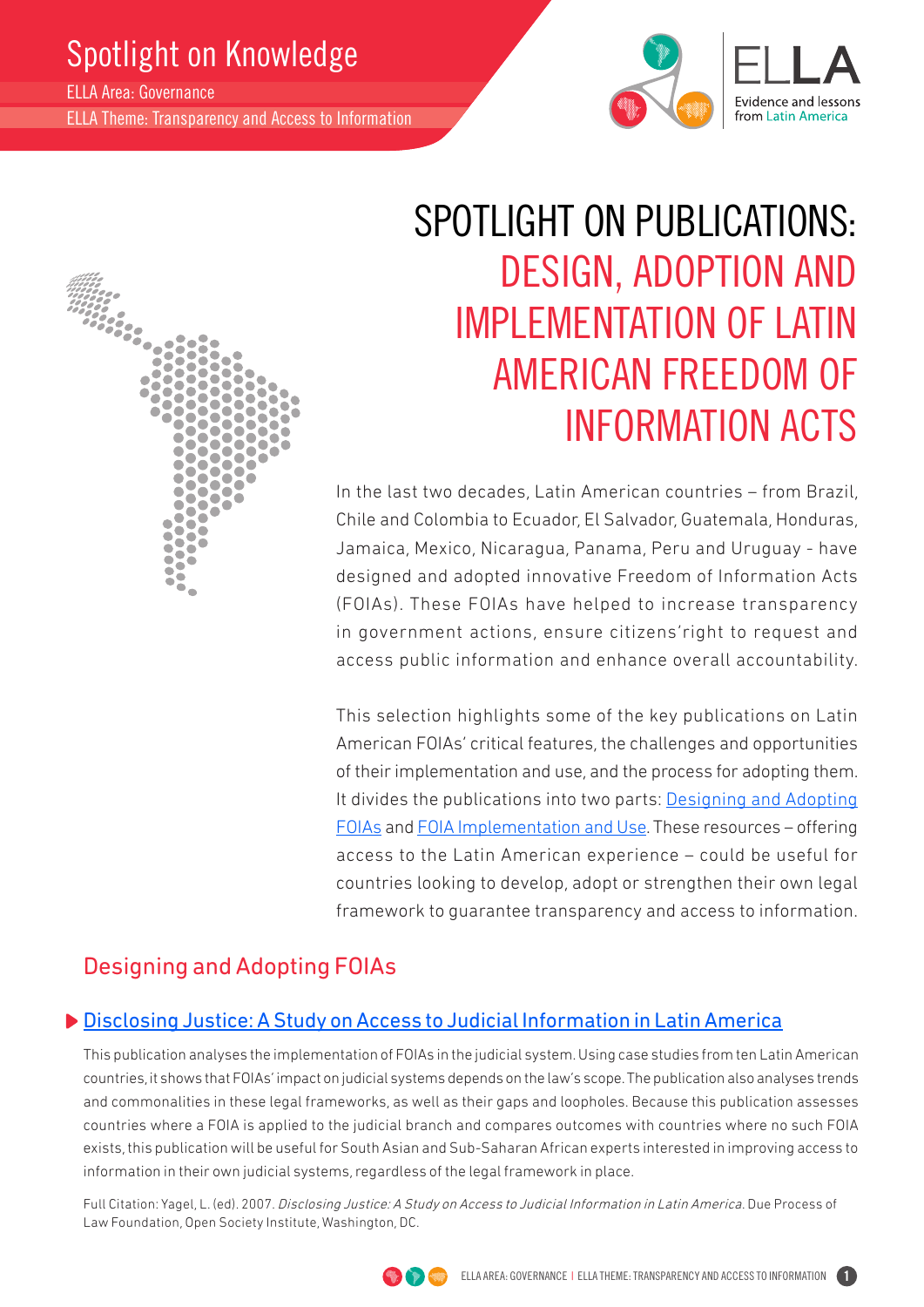Spotlight on Knowledge

ELLA Area: Governance

ELLA Theme: Transparency and Access to Information

# SPOTLIGHT ON PUBLICATIONS: DESIGN, ADOPTION AND IMPLEMENTATION OF LATIN AMERICAN FREEDOM OF INFORMATION ACTS

In the last two decades, Latin American countries – from Brazil, Chile and Colombia to Ecuador, El Salvador, Guatemala, Honduras, Jamaica, Mexico, Nicaragua, Panama, Peru and Uruguay - have designed and adopted innovative Freedom of Information Acts (FOIAs). These FOIAs have helped to increase transparency in government actions, ensure citizens'right to request and access public information and enhance overall accountability.

This selection highlights some of the key publications on Latin American FOIAs' critical features, the challenges and opportunities of their implementation and use, and the process for adopting them. It divides the publications into two parts: Designing and Adopting FOIAs and FOIA Implementation and Use. These resources – offering access to the Latin American experience – could be useful for countries looking to develop, adopt or strengthen their own legal framework to guarantee transparency and access to information.

## Designing and Adopting FOIAs

### Disclosing Justice: A Study on Access to Judicial Information in Latin America

This publication analyses the implementation of FOIAs in the judicial system. Using case studies from ten Latin American countries, it shows that FOIAs' impact on judicial systems depends on the law's scope. The publication also analyses trends and commonalities in these legal frameworks, as well as their gaps and loopholes. Because this publication assesses countries where a FOIA is applied to the judicial branch and compares outcomes with countries where no such FOIA exists, this publication will be useful for South Asian and Sub-Saharan African experts interested in improving access to information in their own judicial systems, regardless of the legal framework in place.

Full Citation: Yagel, L. (ed). 2007. *Disclosing Justice: A Study on Access to Judicial Information in Latin America.* Due Process of Law Foundation, Open Society Institute, Washington, DC.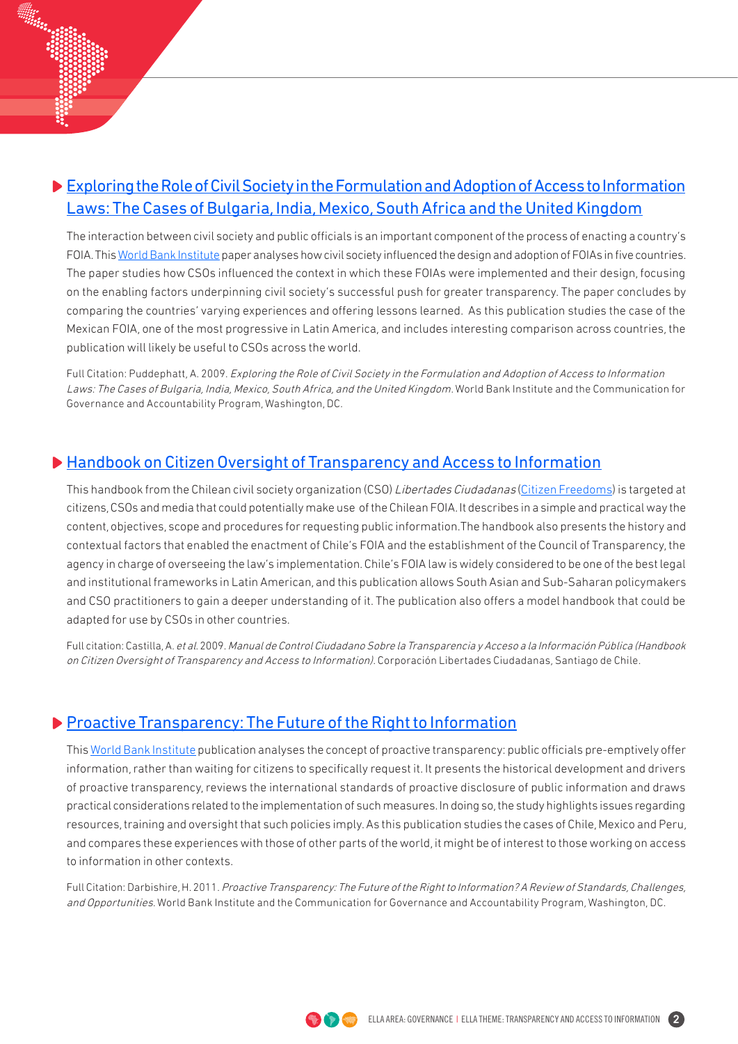## Exploring the Role of Civil Society in the Formulation and Adoption of Access to Information Laws: The Cases of Bulgaria, India, Mexico, South Africa and the United Kingdom

The interaction between civil society and public officials is an important component of the process of enacting a country's FOIA. This World Bank Institute paper analyses how civil society influenced the design and adoption of FOIAs in five countries. The paper studies how CSOs influenced the context in which these FOIAs were implemented and their design, focusing on the enabling factors underpinning civil society's successful push for greater transparency. The paper concludes by comparing the countries' varying experiences and offering lessons learned. As this publication studies the case of the Mexican FOIA, one of the most progressive in Latin America, and includes interesting comparison across countries, the publication will likely be useful to CSOs across the world.

Full Citation: Puddephatt, A. 2009. *Exploring the Role of Civil Society in the Formulation and Adoption of Access to Information Laws: The Cases of Bulgaria, India, Mexico, South Africa, and the United Kingdom.* World Bank Institute and the Communication for Governance and Accountability Program, Washington, DC.

## Handbook on Citizen Oversight of Transparency and Access to Information

This handbook from the Chilean civil society organization (CSO) *Libertades Ciudadanas* (Citizen Freedoms) is targeted at citizens, CSOs and media that could potentially make use of the Chilean FOIA. It describes in a simple and practical way the content, objectives, scope and procedures for requesting public information.The handbook also presents the history and contextual factors that enabled the enactment of Chile's FOIA and the establishment of the Council of Transparency, the agency in charge of overseeing the law's implementation. Chile's FOIA law is widely considered to be one of the best legal and institutional frameworks in Latin American, and this publication allows South Asian and Sub-Saharan policymakers and CSO practitioners to gain a deeper understanding of it. The publication also offers a model handbook that could be adapted for use by CSOs in other countries.

Full citation: Castilla, A. *et al.* 2009. *Manual de Control Ciudadano Sobre la Transparencia y Acceso a la Información Pública (Handbook on Citizen Oversight of Transparency and Access to Information).* Corporación Libertades Ciudadanas, Santiago de Chile.

## Proactive Transparency: The Future of the Right to Information

This World Bank Institute publication analyses the concept of proactive transparency: public officials pre-emptively offer information, rather than waiting for citizens to specifically request it. It presents the historical development and drivers of proactive transparency, reviews the international standards of proactive disclosure of public information and draws practical considerations related to the implementation of such measures. In doing so, the study highlights issues regarding resources, training and oversight that such policies imply. As this publication studies the cases of Chile, Mexico and Peru, and compares these experiences with those of other parts of the world, it might be of interest to those working on access to information in other contexts.

Full Citation: Darbishire, H. 2011. *Proactive Transparency: The Future of the Right to Information? A Review of Standards, Challenges, and Opportunities.* World Bank Institute and the Communication for Governance and Accountability Program, Washington, DC.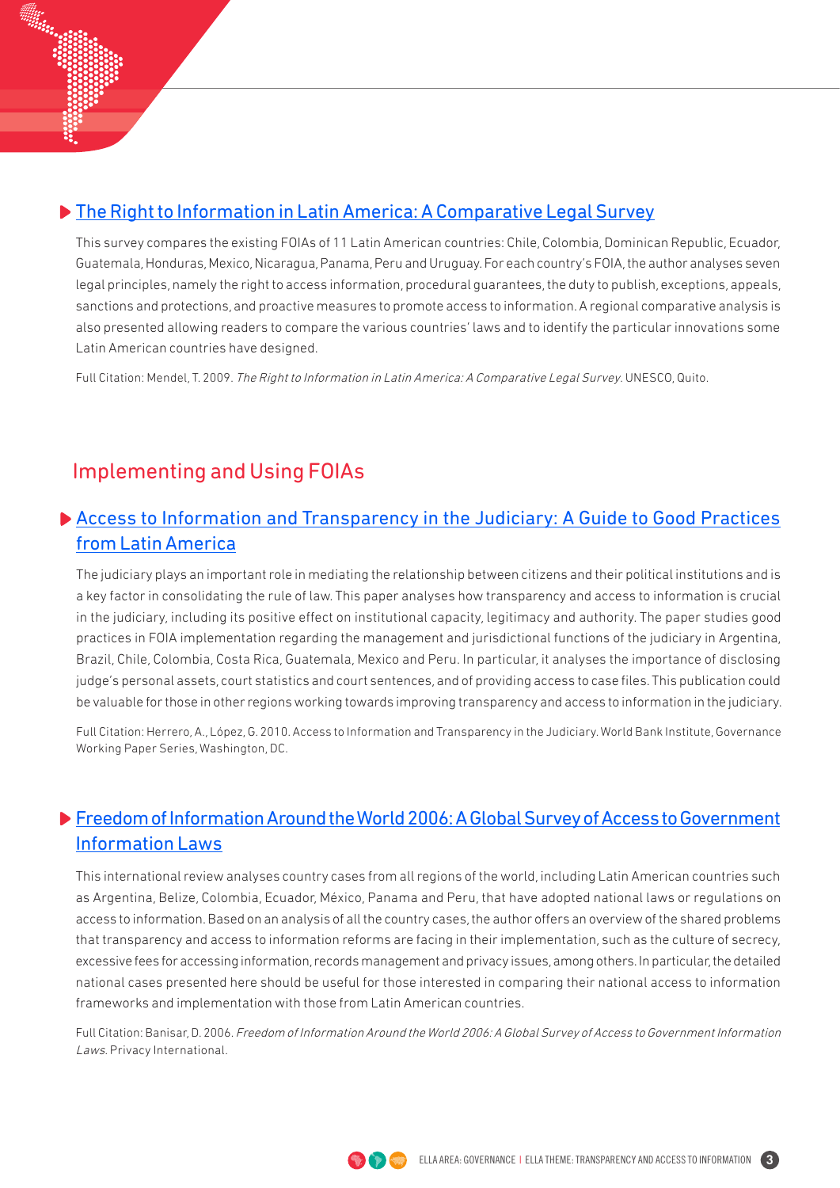### The Right to Information in Latin America: A Comparative Legal Survey

This survey compares the existing FOIAs of 11 Latin American countries: Chile, Colombia, Dominican Republic, Ecuador, Guatemala, Honduras, Mexico, Nicaragua, Panama, Peru and Uruguay. For each country's FOIA, the author analyses seven legal principles, namely the right to access information, procedural guarantees, the duty to publish, exceptions, appeals, sanctions and protections, and proactive measures to promote access to information. A regional comparative analysis is also presented allowing readers to compare the various countries' laws and to identify the particular innovations some Latin American countries have designed.

Full Citation: Mendel, T. 2009. *The Right to Information in Latin America: A Comparative Legal Survey.* UNESCO, Quito.

## Implementing and Using FOIAs

### Access to Information and Transparency in the Judiciary: A Guide to Good Practices from Latin America

The judiciary plays an important role in mediating the relationship between citizens and their political institutions and is a key factor in consolidating the rule of law. This paper analyses how transparency and access to information is crucial in the judiciary, including its positive effect on institutional capacity, legitimacy and authority. The paper studies good practices in FOIA implementation regarding the management and jurisdictional functions of the judiciary in Argentina, Brazil, Chile, Colombia, Costa Rica, Guatemala, Mexico and Peru. In particular, it analyses the importance of disclosing judge's personal assets, court statistics and court sentences, and of providing access to case files. This publication could be valuable for those in other regions working towards improving transparency and access to information in the judiciary.

Full Citation: Herrero, A., López, G. 2010. Access to Information and Transparency in the Judiciary. World Bank Institute, Governance Working Paper Series, Washington, DC.

### Freedom of Information Around the World 2006: A Global Survey of Access to Government Information Laws

This international review analyses country cases from all regions of the world, including Latin American countries such as Argentina, Belize, Colombia, Ecuador, México, Panama and Peru, that have adopted national laws or regulations on access to information. Based on an analysis of all the country cases, the author offers an overview of the shared problems that transparency and access to information reforms are facing in their implementation, such as the culture of secrecy, excessive fees for accessing information, records management and privacy issues, among others. In particular, the detailed national cases presented here should be useful for those interested in comparing their national access to information frameworks and implementation with those from Latin American countries.

Full Citation: Banisar, D. 2006. *Freedom of Information Around the World 2006: A Global Survey of Access to Government Information Laws.* Privacy International.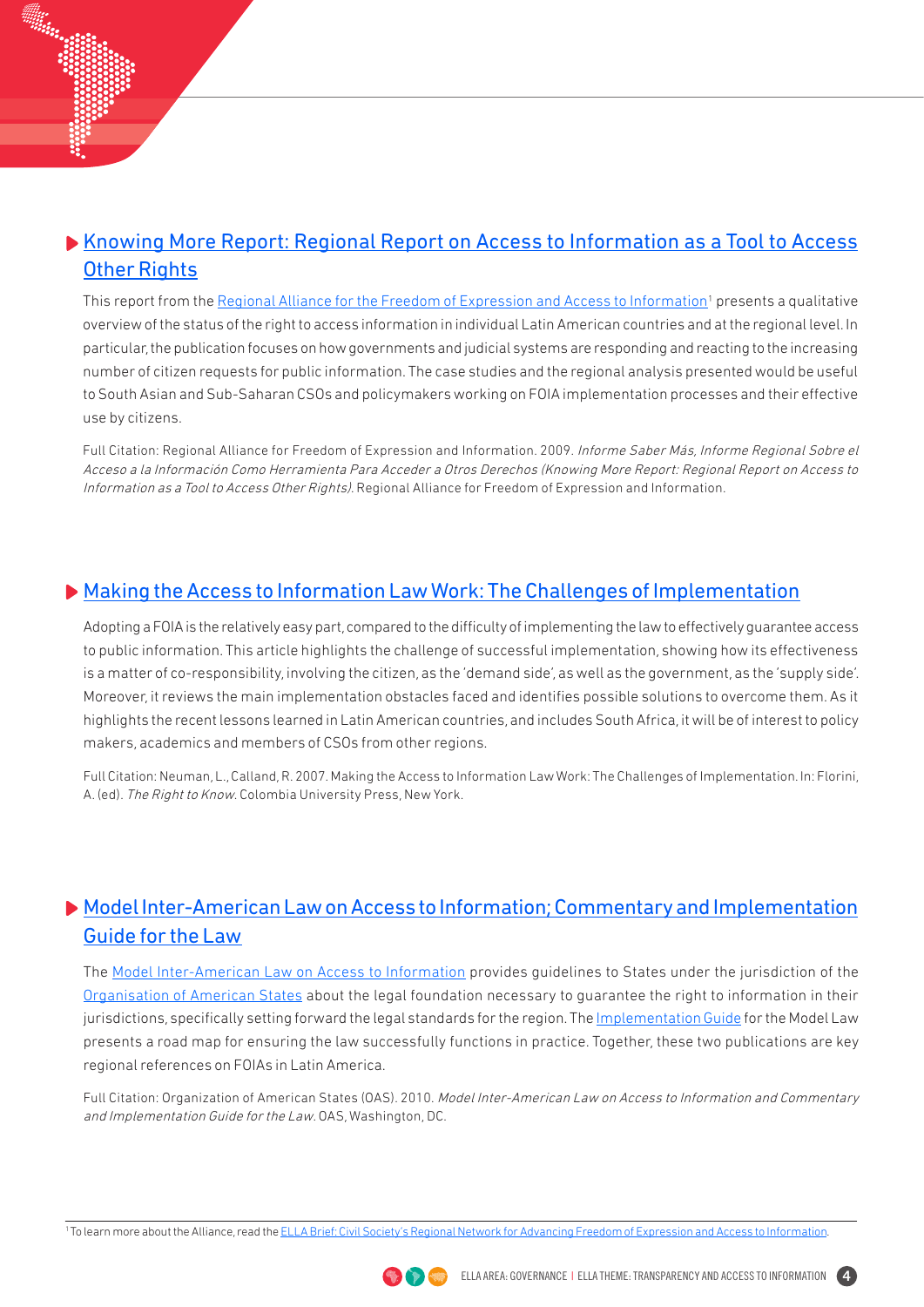## Knowing More Report: Regional Report on Access to Information as a Tool to Access Other Rights

This report from the Regional Alliance for the Freedom of Expression and Access to Information[1] presents a qualitative overview of the status of the right to access information in individual Latin American countries and at the regional level. In particular, the publication focuses on how governments and judicial systems are responding and reacting to the increasing number of citizen requests for public information. The case studies and the regional analysis presented would be useful to South Asian and Sub-Saharan CSOs and policymakers working on FOIA implementation processes and their effective use by citizens.

Full Citation: Regional Alliance for Freedom of Expression and Information. 2009. *Informe Saber Más, Informe Regional Sobre el Acceso a la Información Como Herramienta Para Acceder a Otros Derechos (Knowing More Report: Regional Report on Access to Information as a Tool to Access Other Rights)*. Regional Alliance for Freedom of Expression and Information.

## Making the Access to Information Law Work: The Challenges of Implementation

Adopting a FOIA is the relatively easy part, compared to the difficulty of implementing the law to effectively guarantee access to public information. This article highlights the challenge of successful implementation, showing how its effectiveness is a matter of co-responsibility, involving the citizen, as the 'demand side', as well as the government, as the 'supply side'. Moreover, it reviews the main implementation obstacles faced and identifies possible solutions to overcome them. As it highlights the recent lessons learned in Latin American countries, and includes South Africa, it will be of interest to policy makers, academics and members of CSOs from other regions.

Full Citation: Neuman, L., Calland, R. 2007. Making the Access to Information Law Work: The Challenges of Implementation. In: Florini, A. (ed). *The Right to Know*. Colombia University Press, New York.

## Model Inter-American Law on Access to Information; Commentary and Implementation Guide for the Law

The Model Inter-American Law on Access to Information provides guidelines to States under the jurisdiction of the Organisation of American States about the legal foundation necessary to guarantee the right to information in their jurisdictions, specifically setting forward the legal standards for the region. The Implementation Guide for the Model Law presents a road map for ensuring the law successfully functions in practice. Together, these two publications are key regional references on FOIAs in Latin America.

Full Citation: Organization of American States (OAS). 2010. *Model Inter-American Law on Access to Information and Commentary and Implementation Guide for the Law*. OAS, Washington, DC.

---

[1] To learn more about the Alliance, read the ELLA Brief: Civil Society's Regional Network for Advancing Freedom of Expression and Access to Information.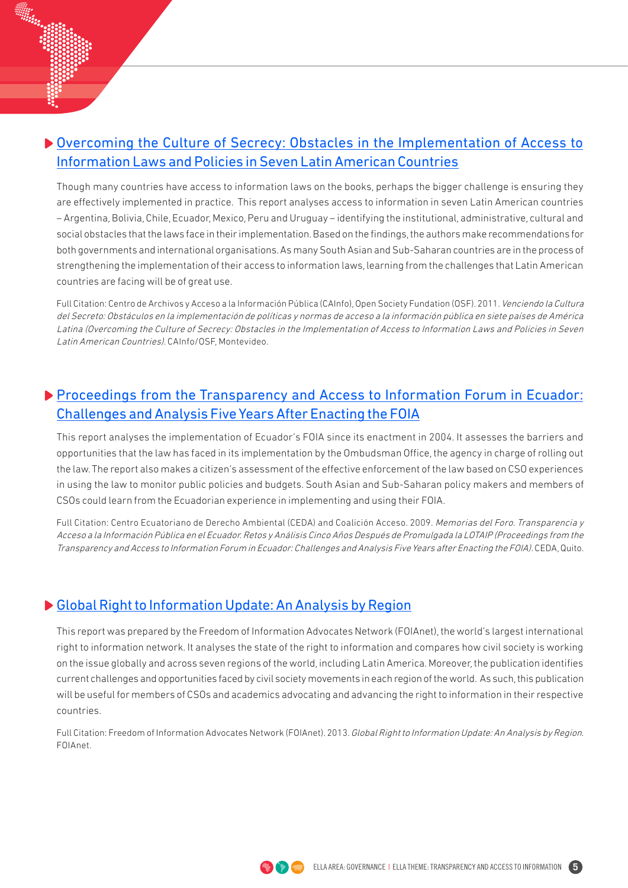## Overcoming the Culture of Secrecy: Obstacles in the Implementation of Access to Information Laws and Policies in Seven Latin American Countries

Though many countries have access to information laws on the books, perhaps the bigger challenge is ensuring they are effectively implemented in practice. This report analyses access to information in seven Latin American countries – Argentina, Bolivia, Chile, Ecuador, Mexico, Peru and Uruguay – identifying the institutional, administrative, cultural and social obstacles that the laws face in their implementation. Based on the findings, the authors make recommendations for both governments and international organisations. As many South Asian and Sub-Saharan countries are in the process of strengthening the implementation of their access to information laws, learning from the challenges that Latin American countries are facing will be of great use.

Full Citation: Centro de Archivos y Acceso a la Información Pública (CAInfo), Open Society Fundation (OSF). 2011. *Venciendo la Cultura del Secreto: Obstáculos en la implementación de políticas y normas de acceso a la información pública en siete países de América Latina (Overcoming the Culture of Secrecy: Obstacles in the Implementation of Access to Information Laws and Policies in Seven Latin American Countries)*. CAInfo/OSF, Montevideo.

## Proceedings from the Transparency and Access to Information Forum in Ecuador: Challenges and Analysis Five Years After Enacting the FOIA

This report analyses the implementation of Ecuador's FOIA since its enactment in 2004. It assesses the barriers and opportunities that the law has faced in its implementation by the Ombudsman Office, the agency in charge of rolling out the law. The report also makes a citizen's assessment of the effective enforcement of the law based on CSO experiences in using the law to monitor public policies and budgets. South Asian and Sub-Saharan policy makers and members of CSOs could learn from the Ecuadorian experience in implementing and using their FOIA.

Full Citation: Centro Ecuatoriano de Derecho Ambiental (CEDA) and Coalición Acceso. 2009. *Memorias del Foro. Transparencia y Acceso a la Información Pública en el Ecuador. Retos y Análisis Cinco Años Después de Promulgada la LOTAIP (Proceedings from the Transparency and Access to Information Forum in Ecuador: Challenges and Analysis Five Years after Enacting the FOIA)*. CEDA, Quito.

## Global Right to Information Update: An Analysis by Region

This report was prepared by the Freedom of Information Advocates Network (FOIAnet), the world's largest international right to information network. It analyses the state of the right to information and compares how civil society is working on the issue globally and across seven regions of the world, including Latin America. Moreover, the publication identifies current challenges and opportunities faced by civil society movements in each region of the world. As such, this publication will be useful for members of CSOs and academics advocating and advancing the right to information in their respective countries.

Full Citation: Freedom of Information Advocates Network (FOIAnet). 2013. *Global Right to Information Update: An Analysis by Region*. FOIAnet.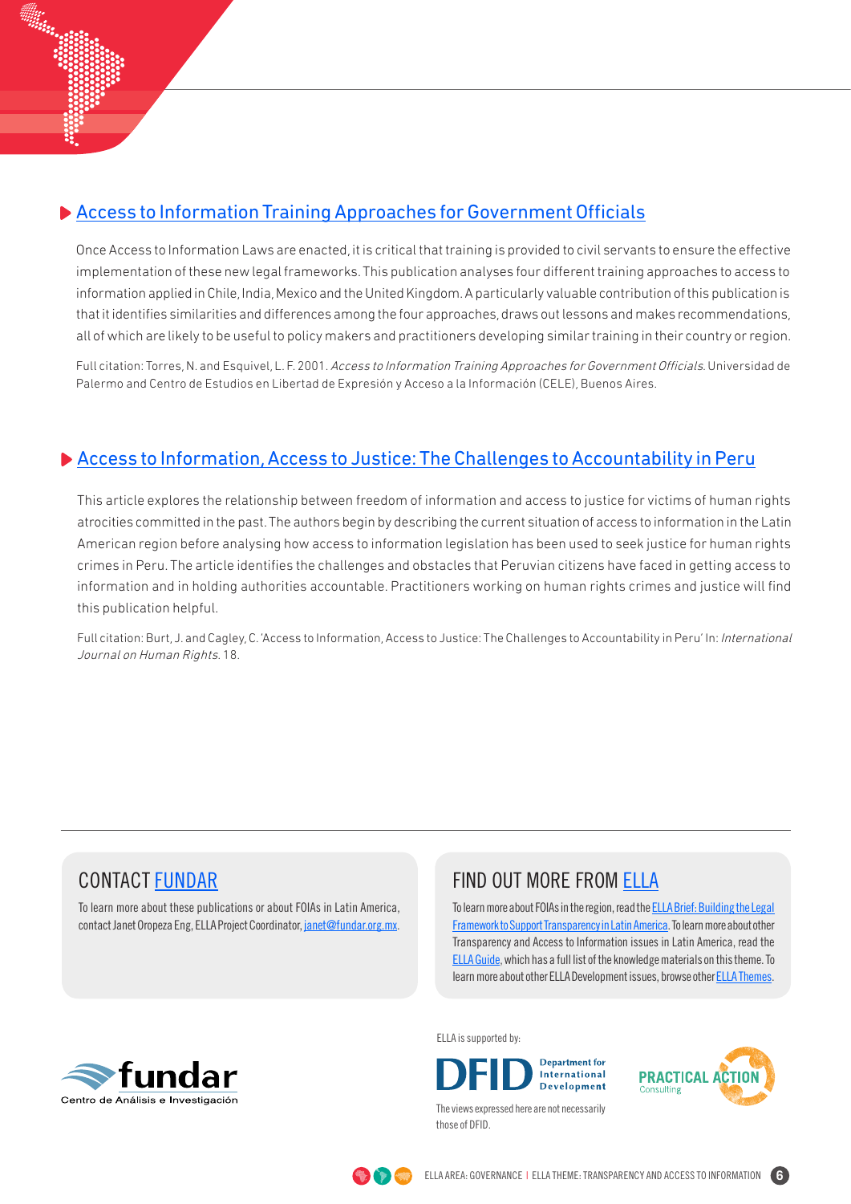## Access to Information Training Approaches for Government Officials

Once Access to Information Laws are enacted, it is critical that training is provided to civil servants to ensure the effective implementation of these new legal frameworks. This publication analyses four different training approaches to access to information applied in Chile, India, Mexico and the United Kingdom. A particularly valuable contribution of this publication is that it identifies similarities and differences among the four approaches, draws out lessons and makes recommendations, all of which are likely to be useful to policy makers and practitioners developing similar training in their country or region.

Full citation: Torres, N. and Esquivel, L. F. 2001. *Access to Information Training Approaches for Government Officials.* Universidad de Palermo and Centro de Estudios en Libertad de Expresión y Acceso a la Información (CELE), Buenos Aires.

## Access to Information, Access to Justice: The Challenges to Accountability in Peru

This article explores the relationship between freedom of information and access to justice for victims of human rights atrocities committed in the past. The authors begin by describing the current situation of access to information in the Latin American region before analysing how access to information legislation has been used to seek justice for human rights crimes in Peru. The article identifies the challenges and obstacles that Peruvian citizens have faced in getting access to information and in holding authorities accountable. Practitioners working on human rights crimes and justice will find this publication helpful.

Full citation: Burt, J. and Cagley, C. 'Access to Information, Access to Justice: The Challenges to Accountability in Peru' In: *International Journal on Human Rights.* 18.

---

### CONTACT FUNDAR

To learn more about these publications or about FOIAs in Latin America, contact Janet Oropeza Eng, ELLA Project Coordinator, janet@fundar.org.mx.

### FIND OUT MORE FROM ELLA

To learn more about FOIAs in the region, read the ELLA Brief: Building the Legal Framework to Support Transparency in Latin America. To learn more about other Transparency and Access to Information issues in Latin America, read the ELLA Guide, which has a full list of the knowledge materials on this theme. To learn more about other ELLA Development issues, browse other ELLA Themes.

fundar
Centro de Análisis e Investigación

ELLA is supported by:

DFID Department for International Development

The views expressed here are not necessarily those of DFID.

PRACTICAL ACTION Consulting